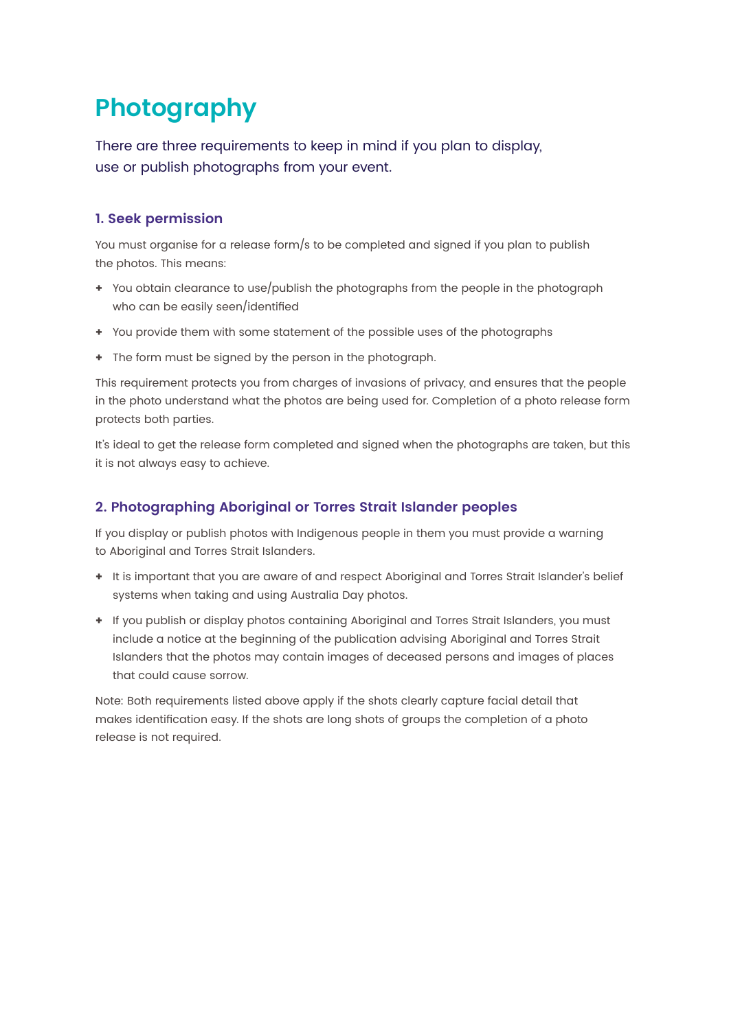# Photography

There are three requirements to keep in mind if you plan to display, use or publish photographs from your event.

### 1. Seek permission

You must organise for a release form/s to be completed and signed if you plan to publish the photos. This means:

+ You obtain clearance to use/publish the photographs from the people in the photograph who can be easily seen/identified
+ You provide them with some statement of the possible uses of the photographs
+ The form must be signed by the person in the photograph.

This requirement protects you from charges of invasions of privacy, and ensures that the people in the photo understand what the photos are being used for. Completion of a photo release form protects both parties.

It's ideal to get the release form completed and signed when the photographs are taken, but this it is not always easy to achieve.

### 2. Photographing Aboriginal or Torres Strait Islander peoples

If you display or publish photos with Indigenous people in them you must provide a warning to Aboriginal and Torres Strait Islanders.

+ It is important that you are aware of and respect Aboriginal and Torres Strait Islander's belief systems when taking and using Australia Day photos.
+ If you publish or display photos containing Aboriginal and Torres Strait Islanders, you must include a notice at the beginning of the publication advising Aboriginal and Torres Strait Islanders that the photos may contain images of deceased persons and images of places that could cause sorrow.

Note: Both requirements listed above apply if the shots clearly capture facial detail that makes identification easy. If the shots are long shots of groups the completion of a photo release is not required.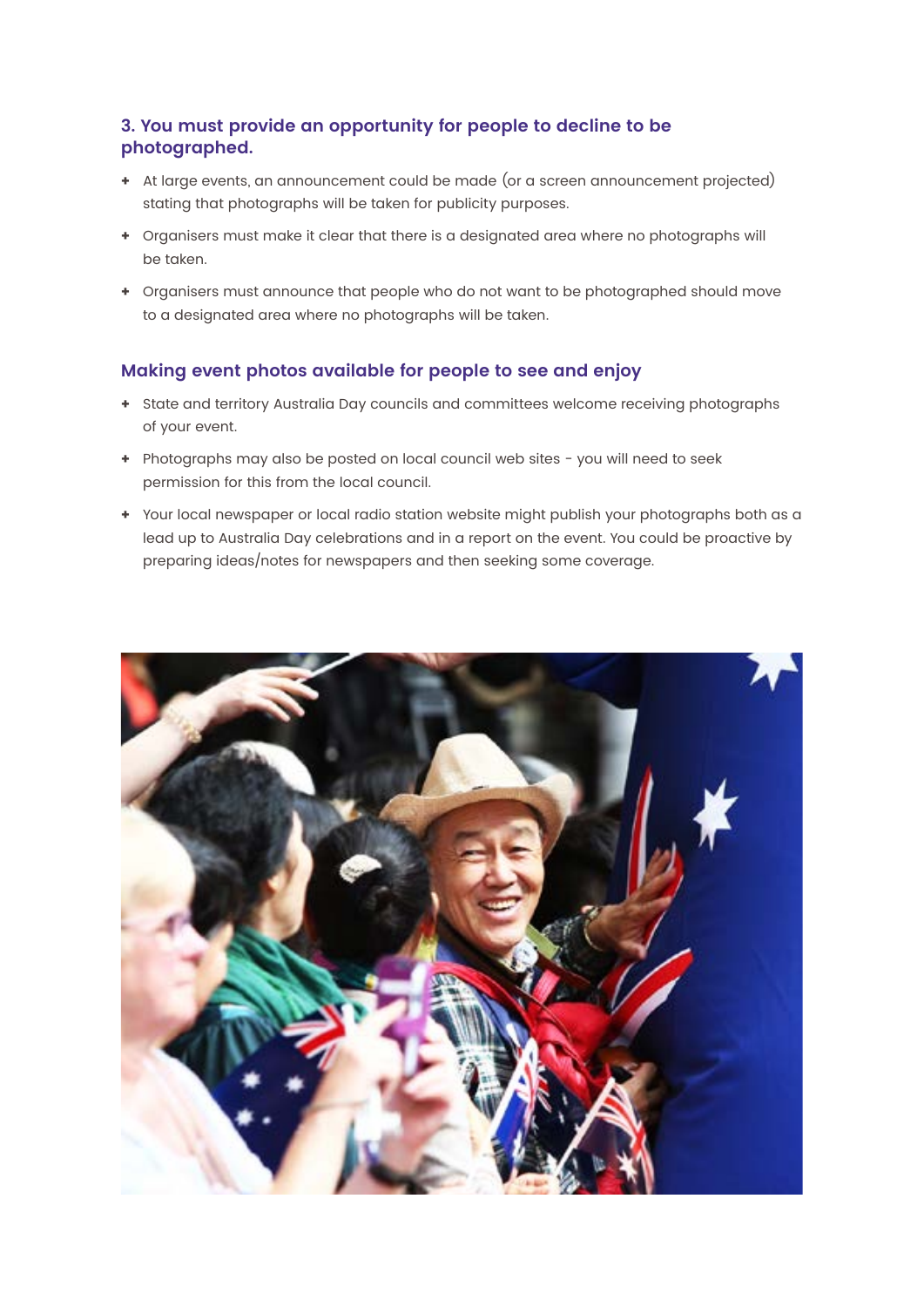### 3. You must provide an opportunity for people to decline to be photographed.

- At large events, an announcement could be made (or a screen announcement projected) stating that photographs will be taken for publicity purposes.
- Organisers must make it clear that there is a designated area where no photographs will be taken.
- Organisers must announce that people who do not want to be photographed should move to a designated area where no photographs will be taken.

### Making event photos available for people to see and enjoy

- State and territory Australia Day councils and committees welcome receiving photographs of your event.
- Photographs may also be posted on local council web sites - you will need to seek permission for this from the local council.
- Your local newspaper or local radio station website might publish your photographs both as a lead up to Australia Day celebrations and in a report on the event. You could be proactive by preparing ideas/notes for newspapers and then seeking some coverage.